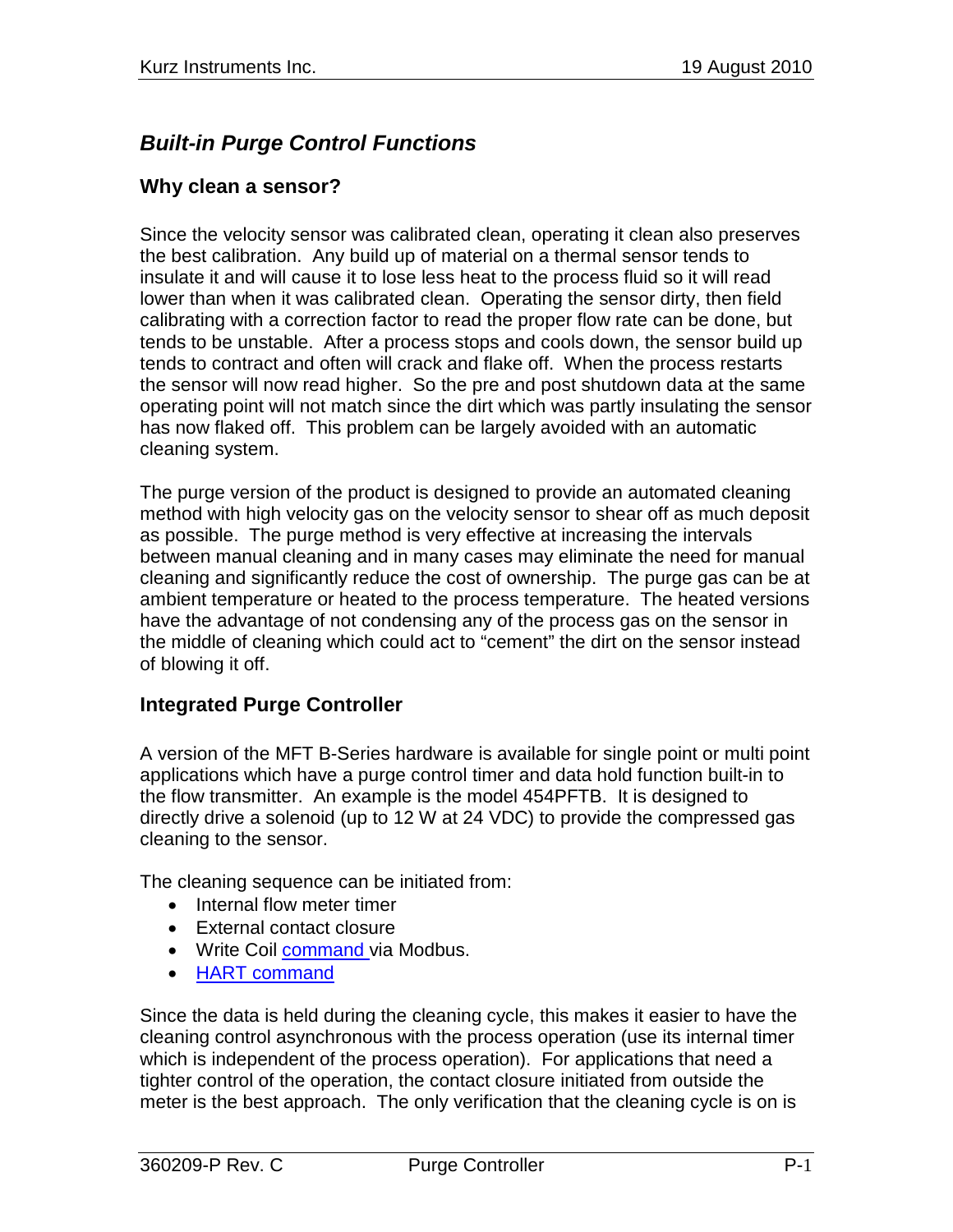## *Built-in Purge Control Functions*

### Why clean a sensor?

Since the velocity sensor was calibrated clean, operating it clean also preserves the best calibration. Any build up of material on a thermal sensor tends to insulate it and will cause it to lose less heat to the process fluid so it will read lower than when it was calibrated clean. Operating the sensor dirty, then field calibrating with a correction factor to read the proper flow rate can be done, but tends to be unstable. After a process stops and cools down, the sensor build up tends to contract and often will crack and flake off. When the process restarts the sensor will now read higher. So the pre and post shutdown data at the same operating point will not match since the dirt which was partly insulating the sensor has now flaked off. This problem can be largely avoided with an automatic cleaning system.

The purge version of the product is designed to provide an automated cleaning method with high velocity gas on the velocity sensor to shear off as much deposit as possible. The purge method is very effective at increasing the intervals between manual cleaning and in many cases may eliminate the need for manual cleaning and significantly reduce the cost of ownership. The purge gas can be at ambient temperature or heated to the process temperature. The heated versions have the advantage of not condensing any of the process gas on the sensor in the middle of cleaning which could act to "cement" the dirt on the sensor instead of blowing it off.

### Integrated Purge Controller

A version of the MFT B-Series hardware is available for single point or multi point applications which have a purge control timer and data hold function built-in to the flow transmitter. An example is the model 454PFTB. It is designed to directly drive a solenoid (up to 12 W at 24 VDC) to provide the compressed gas cleaning to the sensor.

The cleaning sequence can be initiated from:

- Internal flow meter timer
- External contact closure
- Write Coil command via Modbus.
- HART command

Since the data is held during the cleaning cycle, this makes it easier to have the cleaning control asynchronous with the process operation (use its internal timer which is independent of the process operation). For applications that need a tighter control of the operation, the contact closure initiated from outside the meter is the best approach. The only verification that the cleaning cycle is on is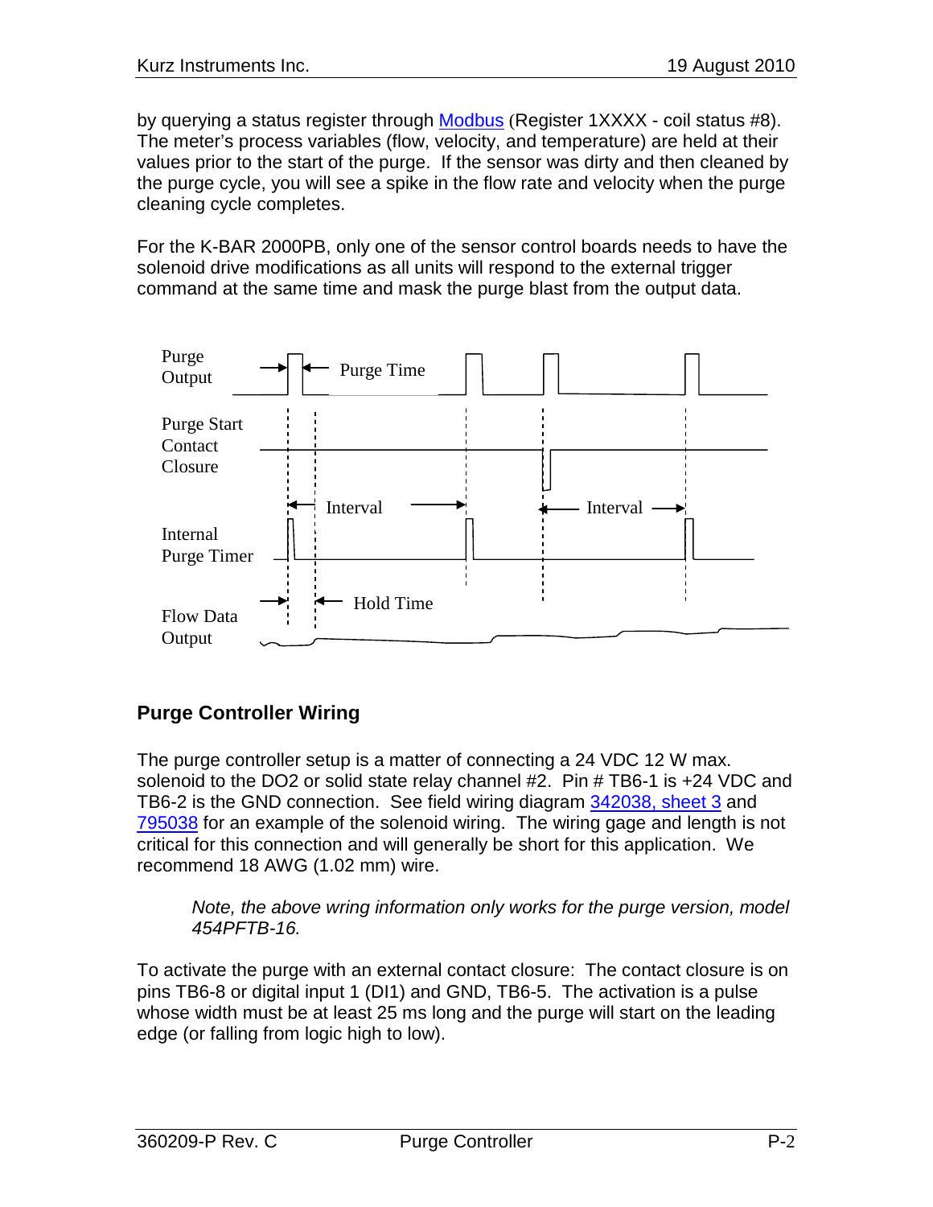by querying a status register through Modbus (Register 1XXXX - coil status #8). The meter's process variables (flow, velocity, and temperature) are held at their values prior to the start of the purge. If the sensor was dirty and then cleaned by the purge cycle, you will see a spike in the flow rate and velocity when the purge cleaning cycle completes.

For the K-BAR 2000PB, only one of the sensor control boards needs to have the solenoid drive modifications as all units will respond to the external trigger command at the same time and mask the purge blast from the output data.

Purge Output — Purge Time

Purge Start Contact Closure

Interval — Interval

Internal Purge Timer

Hold Time

Flow Data Output

## Purge Controller Wiring

The purge controller setup is a matter of connecting a 24 VDC 12 W max. solenoid to the DO2 or solid state relay channel #2. Pin # TB6-1 is +24 VDC and TB6-2 is the GND connection. See field wiring diagram 342038, sheet 3 and 795038 for an example of the solenoid wiring. The wiring gage and length is not critical for this connection and will generally be short for this application. We recommend 18 AWG (1.02 mm) wire.

> *Note, the above wring information only works for the purge version, model 454PFTB-16.*

To activate the purge with an external contact closure: The contact closure is on pins TB6-8 or digital input 1 (DI1) and GND, TB6-5. The activation is a pulse whose width must be at least 25 ms long and the purge will start on the leading edge (or falling from logic high to low).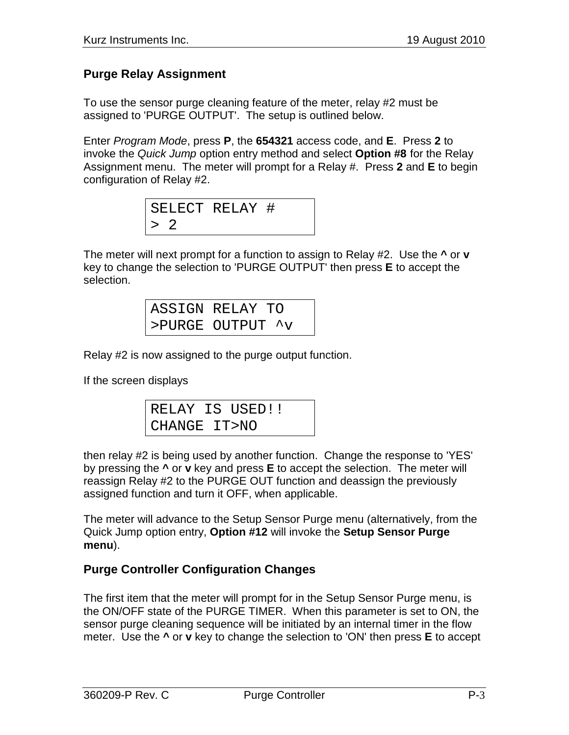## Purge Relay Assignment

To use the sensor purge cleaning feature of the meter, relay #2 must be assigned to 'PURGE OUTPUT'. The setup is outlined below.

Enter *Program Mode*, press **P**, the **654321** access code, and **E**. Press **2** to invoke the *Quick Jump* option entry method and select **Option #8** for the Relay Assignment menu. The meter will prompt for a Relay #. Press **2** and **E** to begin configuration of Relay #2.

```
SELECT RELAY #
> 2
```

The meter will next prompt for a function to assign to Relay #2. Use the **^** or **v** key to change the selection to 'PURGE OUTPUT' then press **E** to accept the selection.

```
ASSIGN RELAY TO
>PURGE OUTPUT ^v
```

Relay #2 is now assigned to the purge output function.

If the screen displays

```
RELAY IS USED!!
CHANGE IT>NO
```

then relay #2 is being used by another function. Change the response to 'YES' by pressing the **^** or **v** key and press **E** to accept the selection. The meter will reassign Relay #2 to the PURGE OUT function and deassign the previously assigned function and turn it OFF, when applicable.

The meter will advance to the Setup Sensor Purge menu (alternatively, from the Quick Jump option entry, **Option #12** will invoke the **Setup Sensor Purge menu**).

## Purge Controller Configuration Changes

The first item that the meter will prompt for in the Setup Sensor Purge menu, is the ON/OFF state of the PURGE TIMER. When this parameter is set to ON, the sensor purge cleaning sequence will be initiated by an internal timer in the flow meter. Use the **^** or **v** key to change the selection to 'ON' then press **E** to accept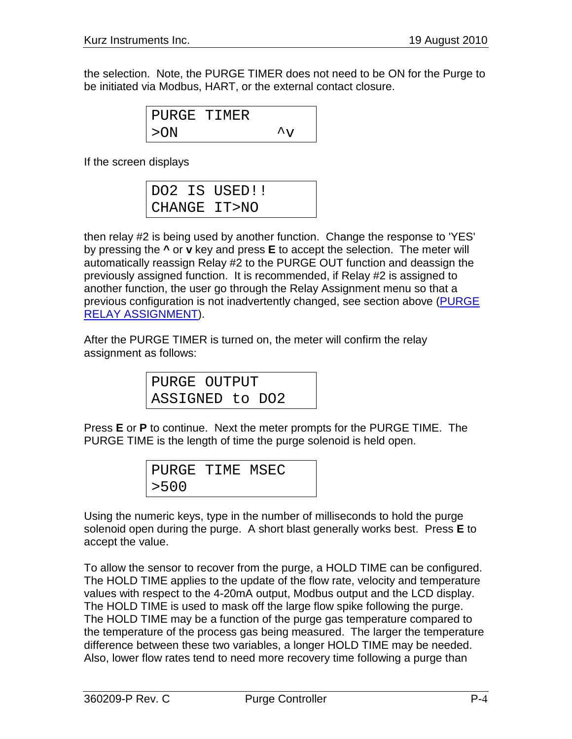the selection. Note, the PURGE TIMER does not need to be ON for the Purge to be initiated via Modbus, HART, or the external contact closure.

```
PURGE TIMER
>ON             ^v
```

If the screen displays

```
DO2 IS USED!!
CHANGE IT>NO
```

then relay #2 is being used by another function. Change the response to 'YES' by pressing the **^** or **v** key and press **E** to accept the selection. The meter will automatically reassign Relay #2 to the PURGE OUT function and deassign the previously assigned function. It is recommended, if Relay #2 is assigned to another function, the user go through the Relay Assignment menu so that a previous configuration is not inadvertently changed, see section above (PURGE RELAY ASSIGNMENT).

After the PURGE TIMER is turned on, the meter will confirm the relay assignment as follows:

```
PURGE OUTPUT
ASSIGNED to DO2
```

Press **E** or **P** to continue. Next the meter prompts for the PURGE TIME. The PURGE TIME is the length of time the purge solenoid is held open.

```
PURGE TIME MSEC
>500
```

Using the numeric keys, type in the number of milliseconds to hold the purge solenoid open during the purge. A short blast generally works best. Press **E** to accept the value.

To allow the sensor to recover from the purge, a HOLD TIME can be configured. The HOLD TIME applies to the update of the flow rate, velocity and temperature values with respect to the 4-20mA output, Modbus output and the LCD display. The HOLD TIME is used to mask off the large flow spike following the purge. The HOLD TIME may be a function of the purge gas temperature compared to the temperature of the process gas being measured. The larger the temperature difference between these two variables, a longer HOLD TIME may be needed. Also, lower flow rates tend to need more recovery time following a purge than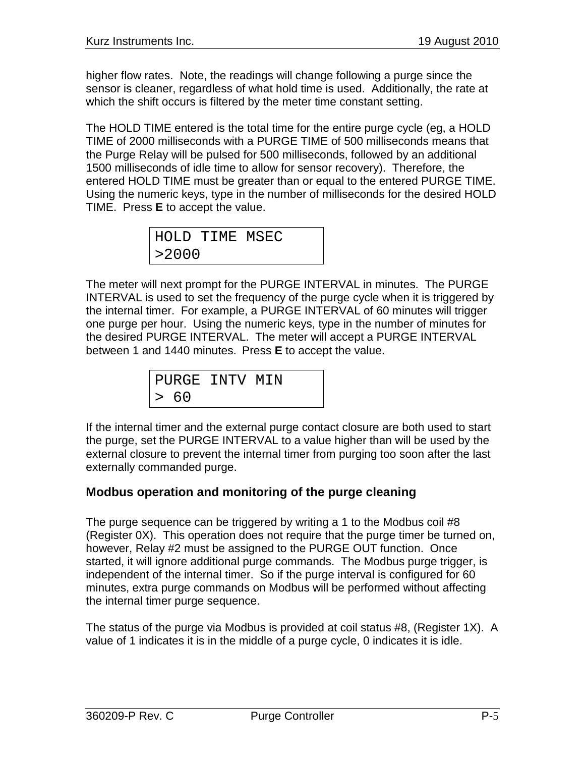higher flow rates. Note, the readings will change following a purge since the sensor is cleaner, regardless of what hold time is used. Additionally, the rate at which the shift occurs is filtered by the meter time constant setting.

The HOLD TIME entered is the total time for the entire purge cycle (eg, a HOLD TIME of 2000 milliseconds with a PURGE TIME of 500 milliseconds means that the Purge Relay will be pulsed for 500 milliseconds, followed by an additional 1500 milliseconds of idle time to allow for sensor recovery). Therefore, the entered HOLD TIME must be greater than or equal to the entered PURGE TIME. Using the numeric keys, type in the number of milliseconds for the desired HOLD TIME. Press **E** to accept the value.

```
HOLD TIME MSEC
>2000
```

The meter will next prompt for the PURGE INTERVAL in minutes. The PURGE INTERVAL is used to set the frequency of the purge cycle when it is triggered by the internal timer. For example, a PURGE INTERVAL of 60 minutes will trigger one purge per hour. Using the numeric keys, type in the number of minutes for the desired PURGE INTERVAL. The meter will accept a PURGE INTERVAL between 1 and 1440 minutes. Press **E** to accept the value.

```
PURGE INTV MIN
> 60
```

If the internal timer and the external purge contact closure are both used to start the purge, set the PURGE INTERVAL to a value higher than will be used by the external closure to prevent the internal timer from purging too soon after the last externally commanded purge.

### Modbus operation and monitoring of the purge cleaning

The purge sequence can be triggered by writing a 1 to the Modbus coil #8 (Register 0X). This operation does not require that the purge timer be turned on, however, Relay #2 must be assigned to the PURGE OUT function. Once started, it will ignore additional purge commands. The Modbus purge trigger, is independent of the internal timer. So if the purge interval is configured for 60 minutes, extra purge commands on Modbus will be performed without affecting the internal timer purge sequence.

The status of the purge via Modbus is provided at coil status #8, (Register 1X). A value of 1 indicates it is in the middle of a purge cycle, 0 indicates it is idle.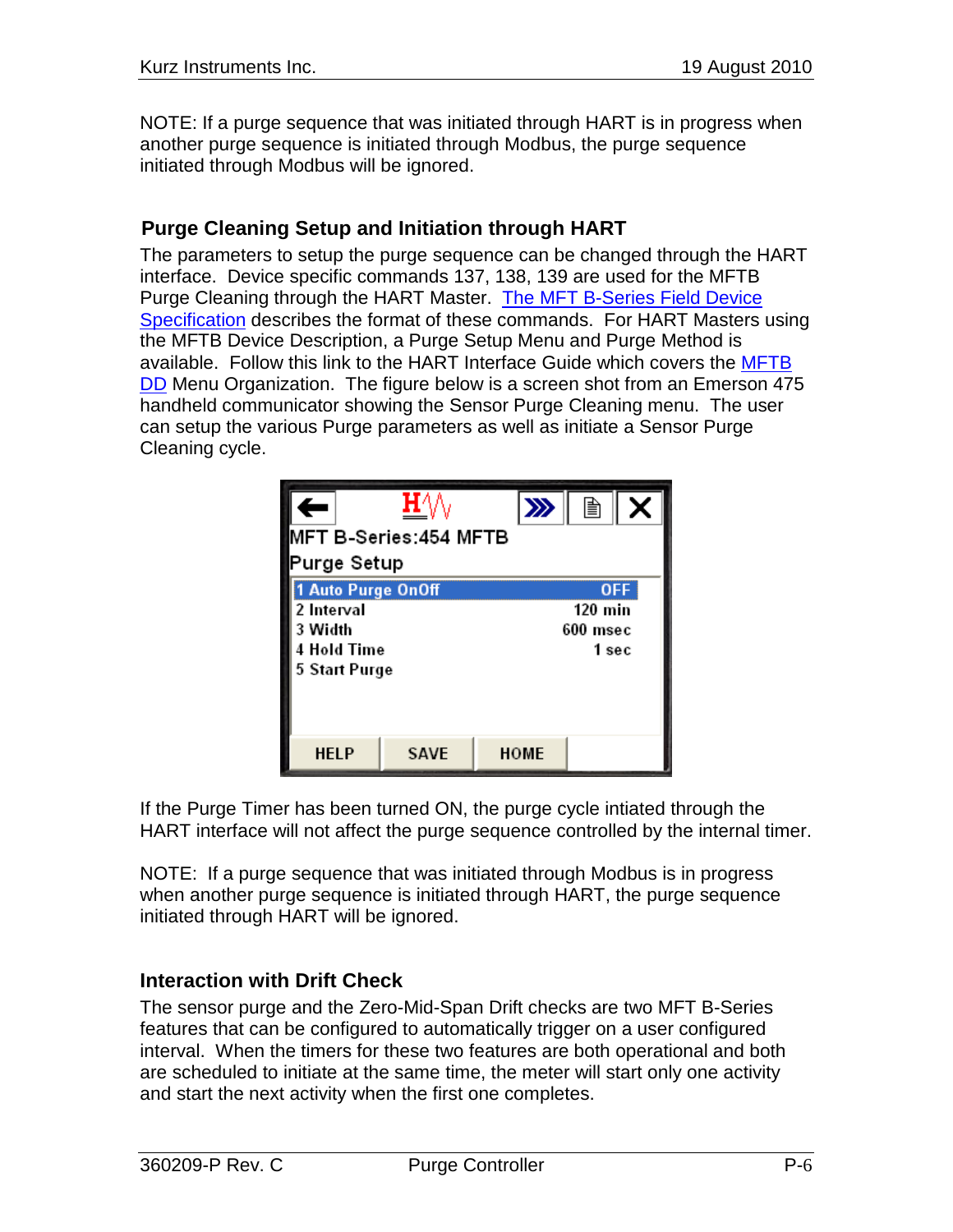NOTE: If a purge sequence that was initiated through HART is in progress when another purge sequence is initiated through Modbus, the purge sequence initiated through Modbus will be ignored.

## Purge Cleaning Setup and Initiation through HART

The parameters to setup the purge sequence can be changed through the HART interface. Device specific commands 137, 138, 139 are used for the MFTB Purge Cleaning through the HART Master. The MFT B-Series Field Device Specification describes the format of these commands. For HART Masters using the MFTB Device Description, a Purge Setup Menu and Purge Method is available. Follow this link to the HART Interface Guide which covers the MFTB DD Menu Organization. The figure below is a screen shot from an Emerson 475 handheld communicator showing the Sensor Purge Cleaning menu. The user can setup the various Purge parameters as well as initiate a Sensor Purge Cleaning cycle.

MFT B-Series:454 MFTB
Purge Setup
1 Auto Purge OnOff OFF
2 Interval 120 min
3 Width 600 msec
4 Hold Time 1 sec
5 Start Purge
HELP SAVE HOME

If the Purge Timer has been turned ON, the purge cycle intiated through the HART interface will not affect the purge sequence controlled by the internal timer.

NOTE: If a purge sequence that was initiated through Modbus is in progress when another purge sequence is initiated through HART, the purge sequence initiated through HART will be ignored.

## Interaction with Drift Check

The sensor purge and the Zero-Mid-Span Drift checks are two MFT B-Series features that can be configured to automatically trigger on a user configured interval. When the timers for these two features are both operational and both are scheduled to initiate at the same time, the meter will start only one activity and start the next activity when the first one completes.